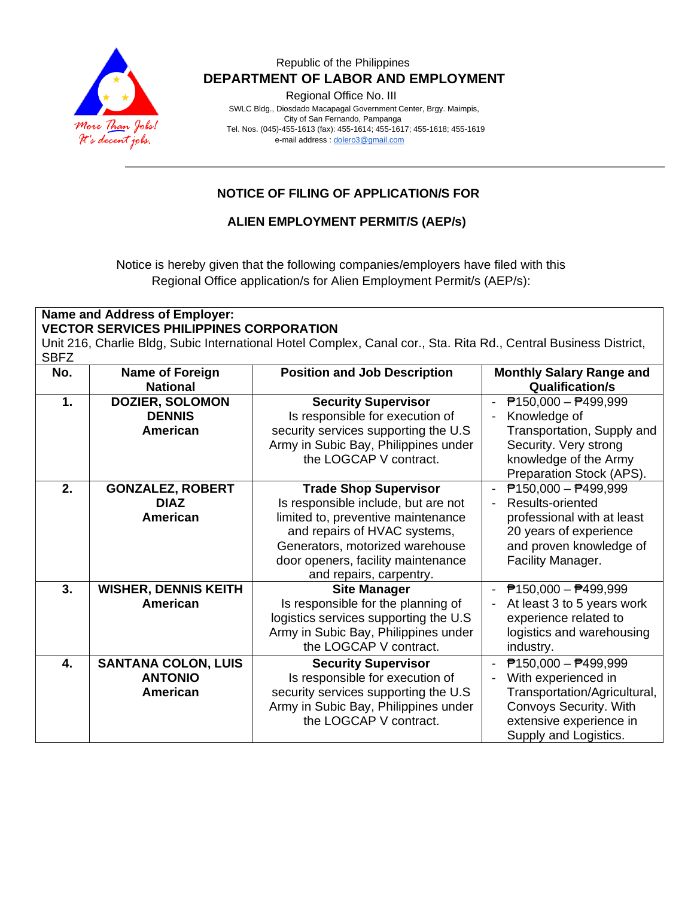Republic of the Philippines

**DEPARTMENT OF LABOR AND EMPLOYMENT**

Regional Office No. III

SWLC Bldg., Diosdado Macapagal Government Center, Brgy. Maimpis, City of San Fernando, Pampanga

Tel. Nos. (045)-455-1613 (fax): 455-1614; 455-1617; 455-1618; 455-1619

e-mail address : dolero3@gmail.com

## NOTICE OF FILING OF APPLICATION/S FOR

## ALIEN EMPLOYMENT PERMIT/S (AEP/s)

Notice is hereby given that the following companies/employers have filed with this Regional Office application/s for Alien Employment Permit/s (AEP/s):

**Name and Address of Employer:**
**VECTOR SERVICES PHILIPPINES CORPORATION**
Unit 216, Charlie Bldg, Subic International Hotel Complex, Canal cor., Sta. Rita Rd., Central Business District, SBFZ

| No. | Name of Foreign National | Position and Job Description | Monthly Salary Range and Qualification/s |
|---|---|---|---|
| **1.** | **DOZIER, SOLOMON DENNIS American** | **Security Supervisor** Is responsible for execution of security services supporting the U.S Army in Subic Bay, Philippines under the LOGCAP V contract. | - ₱150,000 – ₱499,999 - Knowledge of Transportation, Supply and Security. Very strong knowledge of the Army Preparation Stock (APS). |
| **2.** | **GONZALEZ, ROBERT DIAZ American** | **Trade Shop Supervisor** Is responsible include, but are not limited to, preventive maintenance and repairs of HVAC systems, Generators, motorized warehouse door openers, facility maintenance and repairs, carpentry. | - ₱150,000 – ₱499,999 - Results-oriented professional with at least 20 years of experience and proven knowledge of Facility Manager. |
| **3.** | **WISHER, DENNIS KEITH American** | **Site Manager** Is responsible for the planning of logistics services supporting the U.S Army in Subic Bay, Philippines under the LOGCAP V contract. | - ₱150,000 – ₱499,999 - At least 3 to 5 years work experience related to logistics and warehousing industry. |
| **4.** | **SANTANA COLON, LUIS ANTONIO American** | **Security Supervisor** Is responsible for execution of security services supporting the U.S Army in Subic Bay, Philippines under the LOGCAP V contract. | - ₱150,000 – ₱499,999 - With experienced in Transportation/Agricultural, Convoys Security. With extensive experience in Supply and Logistics. |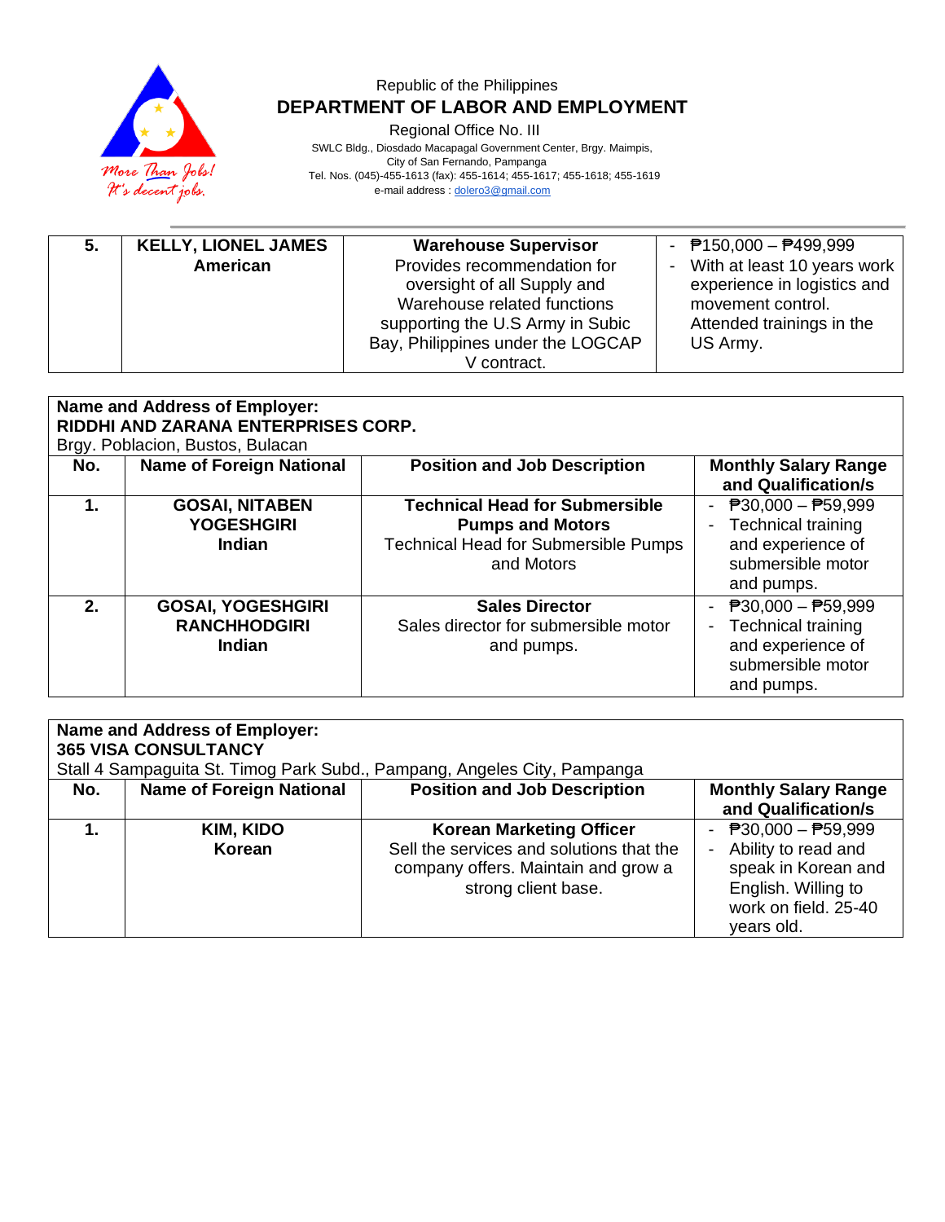Republic of the Philippines

**DEPARTMENT OF LABOR AND EMPLOYMENT**

Regional Office No. III

SWLC Bldg., Diosdado Macapagal Government Center, Brgy. Maimpis, City of San Fernando, Pampanga

Tel. Nos. (045)-455-1613 (fax): 455-1614; 455-1617; 455-1618; 455-1619

e-mail address : dolero3@gmail.com

| | | | |
|---|---|---|---|
| **5.** | **KELLY, LIONEL JAMES**<br>**American** | **Warehouse Supervisor**<br>Provides recommendation for oversight of all Supply and Warehouse related functions supporting the U.S Army in Subic Bay, Philippines under the LOGCAP V contract. | - ₱150,000 – ₱499,999<br>- With at least 10 years work experience in logistics and movement control. Attended trainings in the US Army. |

**Name and Address of Employer:**
**RIDDHI AND ZARANA ENTERPRISES CORP.**
Brgy. Poblacion, Bustos, Bulacan

| No. | Name of Foreign National | Position and Job Description | Monthly Salary Range and Qualification/s |
|---|---|---|---|
| **1.** | **GOSAI, NITABEN YOGESHGIRI**<br>**Indian** | **Technical Head for Submersible Pumps and Motors**<br>Technical Head for Submersible Pumps and Motors | - ₱30,000 – ₱59,999<br>- Technical training and experience of submersible motor and pumps. |
| **2.** | **GOSAI, YOGESHGIRI RANCHHODGIRI**<br>**Indian** | **Sales Director**<br>Sales director for submersible motor and pumps. | - ₱30,000 – ₱59,999<br>- Technical training and experience of submersible motor and pumps. |

**Name and Address of Employer:**
**365 VISA CONSULTANCY**
Stall 4 Sampaguita St. Timog Park Subd., Pampang, Angeles City, Pampanga

| No. | Name of Foreign National | Position and Job Description | Monthly Salary Range and Qualification/s |
|---|---|---|---|
| **1.** | **KIM, KIDO**<br>**Korean** | **Korean Marketing Officer**<br>Sell the services and solutions that the company offers. Maintain and grow a strong client base. | - ₱30,000 – ₱59,999<br>- Ability to read and speak in Korean and English. Willing to work on field. 25-40 years old. |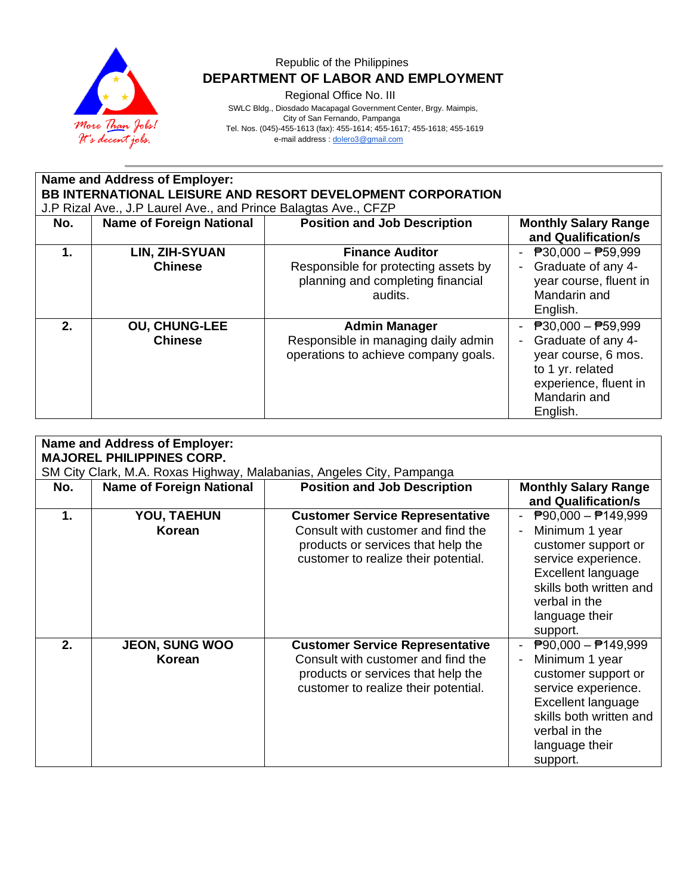Republic of the Philippines

**DEPARTMENT OF LABOR AND EMPLOYMENT**

Regional Office No. III

SWLC Bldg., Diosdado Macapagal Government Center, Brgy. Maimpis,
City of San Fernando, Pampanga
Tel. Nos. (045)-455-1613 (fax): 455-1614; 455-1617; 455-1618; 455-1619
e-mail address : dolero3@gmail.com

**Name and Address of Employer:**
**BB INTERNATIONAL LEISURE AND RESORT DEVELOPMENT CORPORATION**
J.P Rizal Ave., J.P Laurel Ave., and Prince Balagtas Ave., CFZP

| No. | Name of Foreign National | Position and Job Description | Monthly Salary Range and Qualification/s |
|---|---|---|---|
| **1.** | **LIN, ZIH-SYUAN**<br>**Chinese** | **Finance Auditor**<br>Responsible for protecting assets by planning and completing financial audits. | - ₱30,000 – ₱59,999<br>- Graduate of any 4-year course, fluent in Mandarin and English. |
| **2.** | **OU, CHUNG-LEE**<br>**Chinese** | **Admin Manager**<br>Responsible in managing daily admin operations to achieve company goals. | - ₱30,000 – ₱59,999<br>- Graduate of any 4-year course, 6 mos. to 1 yr. related experience, fluent in Mandarin and English. |

**Name and Address of Employer:**
**MAJOREL PHILIPPINES CORP.**
SM City Clark, M.A. Roxas Highway, Malabanias, Angeles City, Pampanga

| No. | Name of Foreign National | Position and Job Description | Monthly Salary Range and Qualification/s |
|---|---|---|---|
| **1.** | **YOU, TAEHUN**<br>**Korean** | **Customer Service Representative**<br>Consult with customer and find the products or services that help the customer to realize their potential. | - ₱90,000 – ₱149,999<br>- Minimum 1 year customer support or service experience. Excellent language skills both written and verbal in the language their support. |
| **2.** | **JEON, SUNG WOO**<br>**Korean** | **Customer Service Representative**<br>Consult with customer and find the products or services that help the customer to realize their potential. | - ₱90,000 – ₱149,999<br>- Minimum 1 year customer support or service experience. Excellent language skills both written and verbal in the language their support. |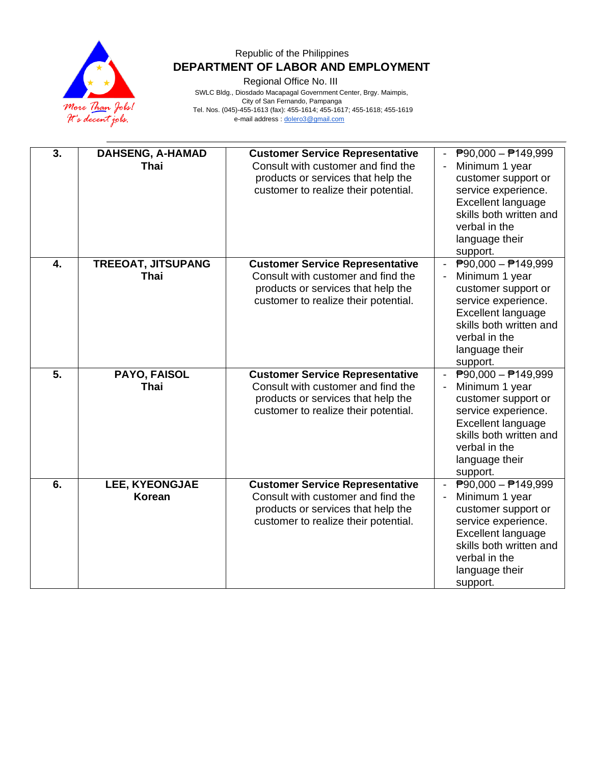| | | | |
|---|---|---|---|
| **3.** | **DAHSENG, A-HAMAD**<br>**Thai** | **Customer Service Representative**<br>Consult with customer and find the products or services that help the customer to realize their potential. | - ₱90,000 – ₱149,999<br>- Minimum 1 year customer support or service experience. Excellent language skills both written and verbal in the language their support. |
| **4.** | **TREEOAT, JITSUPANG**<br>**Thai** | **Customer Service Representative**<br>Consult with customer and find the products or services that help the customer to realize their potential. | - ₱90,000 – ₱149,999<br>- Minimum 1 year customer support or service experience. Excellent language skills both written and verbal in the language their support. |
| **5.** | **PAYO, FAISOL**<br>**Thai** | **Customer Service Representative**<br>Consult with customer and find the products or services that help the customer to realize their potential. | - ₱90,000 – ₱149,999<br>- Minimum 1 year customer support or service experience. Excellent language skills both written and verbal in the language their support. |
| **6.** | **LEE, KYEONGJAE**<br>**Korean** | **Customer Service Representative**<br>Consult with customer and find the products or services that help the customer to realize their potential. | - ₱90,000 – ₱149,999<br>- Minimum 1 year customer support or service experience. Excellent language skills both written and verbal in the language their support. |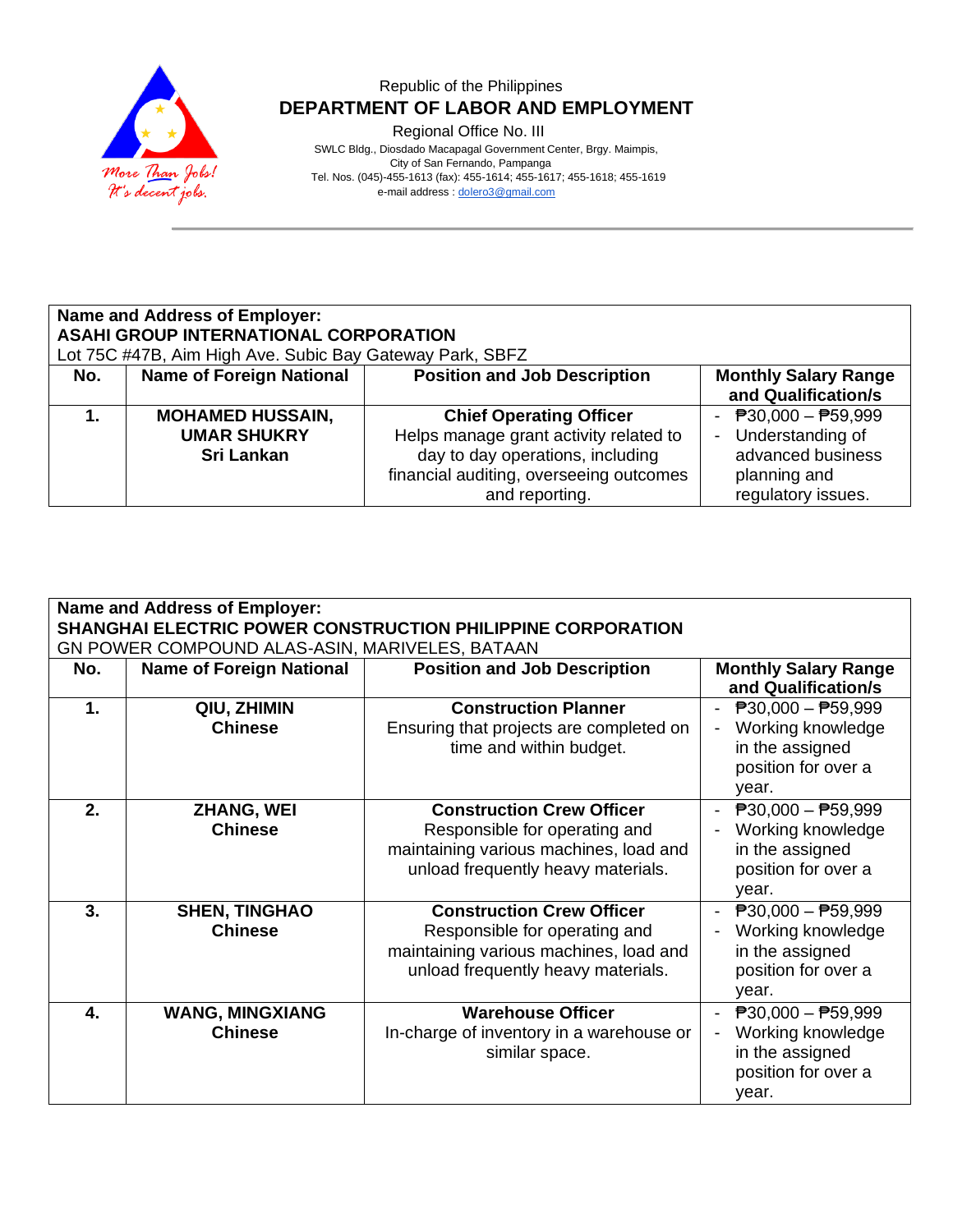Republic of the Philippines
**DEPARTMENT OF LABOR AND EMPLOYMENT**
Regional Office No. III
SWLC Bldg., Diosdado Macapagal Government Center, Brgy. Maimpis,
City of San Fernando, Pampanga
Tel. Nos. (045)-455-1613 (fax): 455-1614; 455-1617; 455-1618; 455-1619
e-mail address : dolero3@gmail.com

**Name and Address of Employer:**
**ASAHI GROUP INTERNATIONAL CORPORATION**
Lot 75C #47B, Aim High Ave. Subic Bay Gateway Park, SBFZ

| No. | Name of Foreign National | Position and Job Description | Monthly Salary Range and Qualification/s |
|---|---|---|---|
| **1.** | **MOHAMED HUSSAIN, UMAR SHUKRY** **Sri Lankan** | **Chief Operating Officer** Helps manage grant activity related to day to day operations, including financial auditing, overseeing outcomes and reporting. | - ₱30,000 – ₱59,999 - Understanding of advanced business planning and regulatory issues. |

**Name and Address of Employer:**
**SHANGHAI ELECTRIC POWER CONSTRUCTION PHILIPPINE CORPORATION**
GN POWER COMPOUND ALAS-ASIN, MARIVELES, BATAAN

| No. | Name of Foreign National | Position and Job Description | Monthly Salary Range and Qualification/s |
|---|---|---|---|
| **1.** | **QIU, ZHIMIN** **Chinese** | **Construction Planner** Ensuring that projects are completed on time and within budget. | - ₱30,000 – ₱59,999 - Working knowledge in the assigned position for over a year. |
| **2.** | **ZHANG, WEI** **Chinese** | **Construction Crew Officer** Responsible for operating and maintaining various machines, load and unload frequently heavy materials. | - ₱30,000 – ₱59,999 - Working knowledge in the assigned position for over a year. |
| **3.** | **SHEN, TINGHAO** **Chinese** | **Construction Crew Officer** Responsible for operating and maintaining various machines, load and unload frequently heavy materials. | - ₱30,000 – ₱59,999 - Working knowledge in the assigned position for over a year. |
| **4.** | **WANG, MINGXIANG** **Chinese** | **Warehouse Officer** In-charge of inventory in a warehouse or similar space. | - ₱30,000 – ₱59,999 - Working knowledge in the assigned position for over a year. |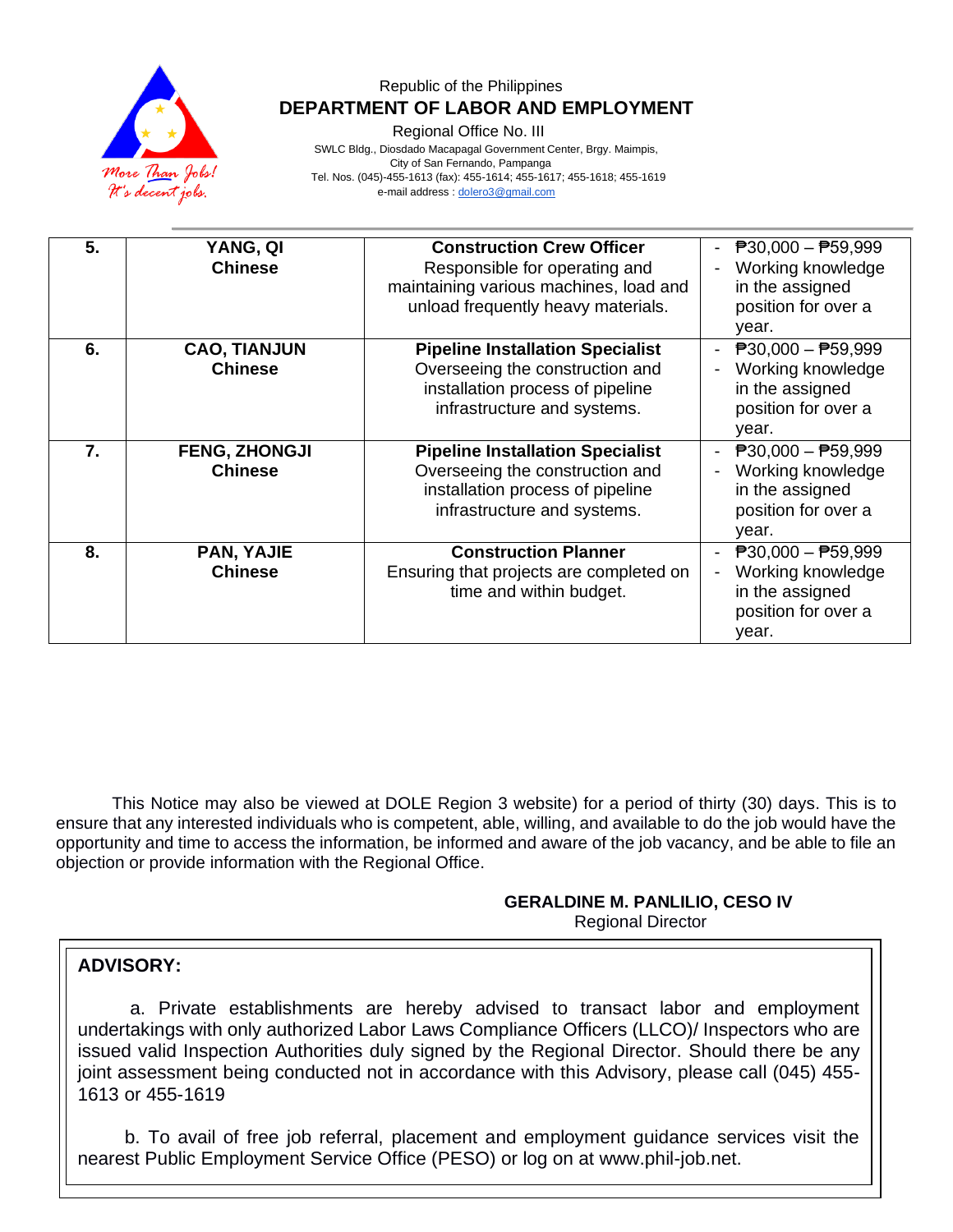Republic of the Philippines
**DEPARTMENT OF LABOR AND EMPLOYMENT**
Regional Office No. III
SWLC Bldg., Diosdado Macapagal Government Center, Brgy. Maimpis,
City of San Fernando, Pampanga
Tel. Nos. (045)-455-1613 (fax): 455-1614; 455-1617; 455-1618; 455-1619
e-mail address : dolero3@gmail.com

| | | | |
|---|---|---|---|
| **5.** | **YANG, QI**<br>**Chinese** | **Construction Crew Officer**<br>Responsible for operating and maintaining various machines, load and unload frequently heavy materials. | - ₱30,000 – ₱59,999<br>- Working knowledge in the assigned position for over a year. |
| **6.** | **CAO, TIANJUN**<br>**Chinese** | **Pipeline Installation Specialist**<br>Overseeing the construction and installation process of pipeline infrastructure and systems. | - ₱30,000 – ₱59,999<br>- Working knowledge in the assigned position for over a year. |
| **7.** | **FENG, ZHONGJI**<br>**Chinese** | **Pipeline Installation Specialist**<br>Overseeing the construction and installation process of pipeline infrastructure and systems. | - ₱30,000 – ₱59,999<br>- Working knowledge in the assigned position for over a year. |
| **8.** | **PAN, YAJIE**<br>**Chinese** | **Construction Planner**<br>Ensuring that projects are completed on time and within budget. | - ₱30,000 – ₱59,999<br>- Working knowledge in the assigned position for over a year. |

This Notice may also be viewed at DOLE Region 3 website) for a period of thirty (30) days. This is to ensure that any interested individuals who is competent, able, willing, and available to do the job would have the opportunity and time to access the information, be informed and aware of the job vacancy, and be able to file an objection or provide information with the Regional Office.

**GERALDINE M. PANLILIO, CESO IV**
Regional Director

**ADVISORY:**

a. Private establishments are hereby advised to transact labor and employment undertakings with only authorized Labor Laws Compliance Officers (LLCO)/ Inspectors who are issued valid Inspection Authorities duly signed by the Regional Director. Should there be any joint assessment being conducted not in accordance with this Advisory, please call (045) 455-1613 or 455-1619

b. To avail of free job referral, placement and employment guidance services visit the nearest Public Employment Service Office (PESO) or log on at www.phil-job.net.